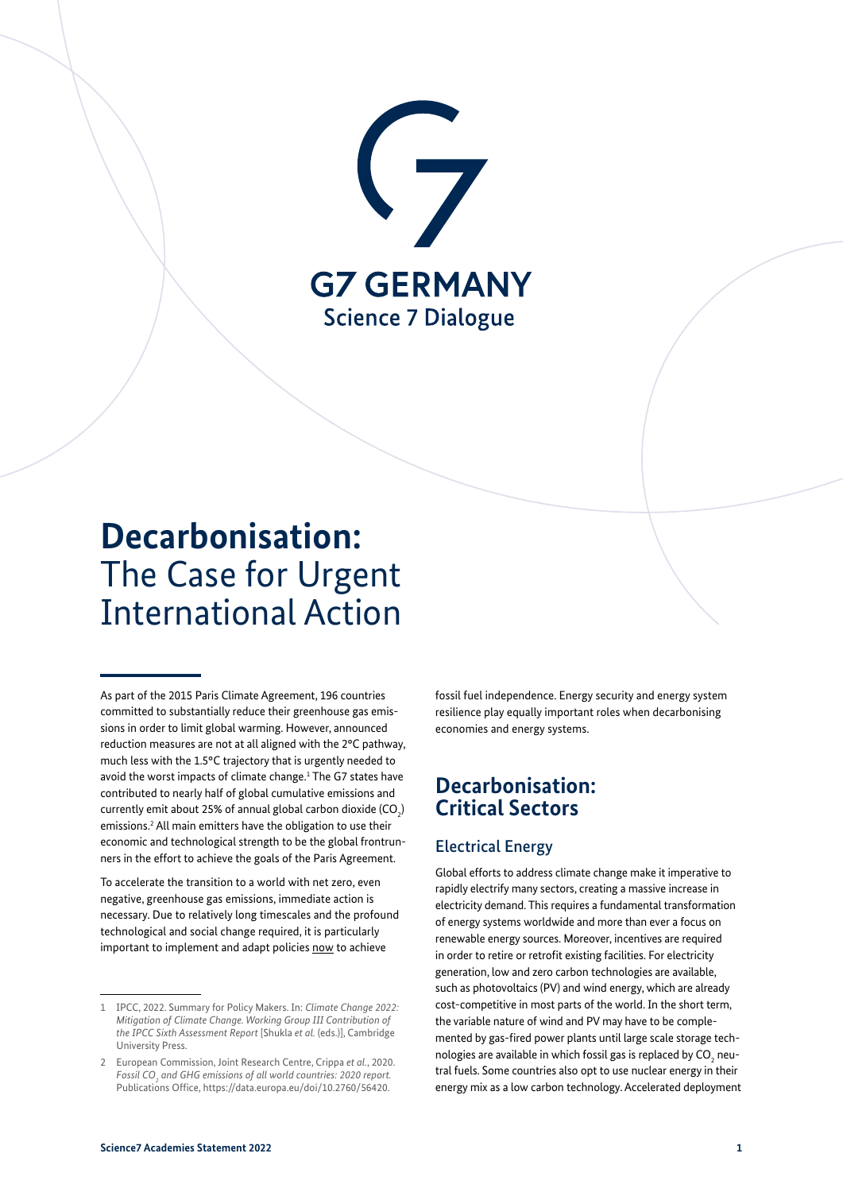G7 GERMANY

Science 7 Dialogue

# **Decarbonisation:** The Case for Urgent International Action

As part of the 2015 Paris Climate Agreement, 196 countries committed to substantially reduce their greenhouse gas emissions in order to limit global warming. However, announced reduction measures are not at all aligned with the 2°C pathway, much less with the 1.5°C trajectory that is urgently needed to avoid the worst impacts of climate change.[1] The G7 states have contributed to nearly half of global cumulative emissions and currently emit about 25% of annual global carbon dioxide ($CO_2$) emissions.[2] All main emitters have the obligation to use their economic and technological strength to be the global frontrunners in the effort to achieve the goals of the Paris Agreement.

To accelerate the transition to a world with net zero, even negative, greenhouse gas emissions, immediate action is necessary. Due to relatively long timescales and the profound technological and social change required, it is particularly important to implement and adapt policies now to achieve fossil fuel independence. Energy security and energy system resilience play equally important roles when decarbonising economies and energy systems.

## Decarbonisation: Critical Sectors

### Electrical Energy

Global efforts to address climate change make it imperative to rapidly electrify many sectors, creating a massive increase in electricity demand. This requires a fundamental transformation of energy systems worldwide and more than ever a focus on renewable energy sources. Moreover, incentives are required in order to retire or retrofit existing facilities. For electricity generation, low and zero carbon technologies are available, such as photovoltaics (PV) and wind energy, which are already cost-competitive in most parts of the world. In the short term, the variable nature of wind and PV may have to be complemented by gas-fired power plants until large scale storage technologies are available in which fossil gas is replaced by $CO_2$ neutral fuels. Some countries also opt to use nuclear energy in their energy mix as a low carbon technology. Accelerated deployment

---

1 IPCC, 2022. Summary for Policy Makers. In: *Climate Change 2022: Mitigation of Climate Change. Working Group III Contribution of the IPCC Sixth Assessment Report* [Shukla *et al.* (eds.)], Cambridge University Press.

2 European Commission, Joint Research Centre, Crippa *et al.*, 2020. *Fossil $CO_2$ and GHG emissions of all world countries: 2020 report.* Publications Office, https://data.europa.eu/doi/10.2760/56420.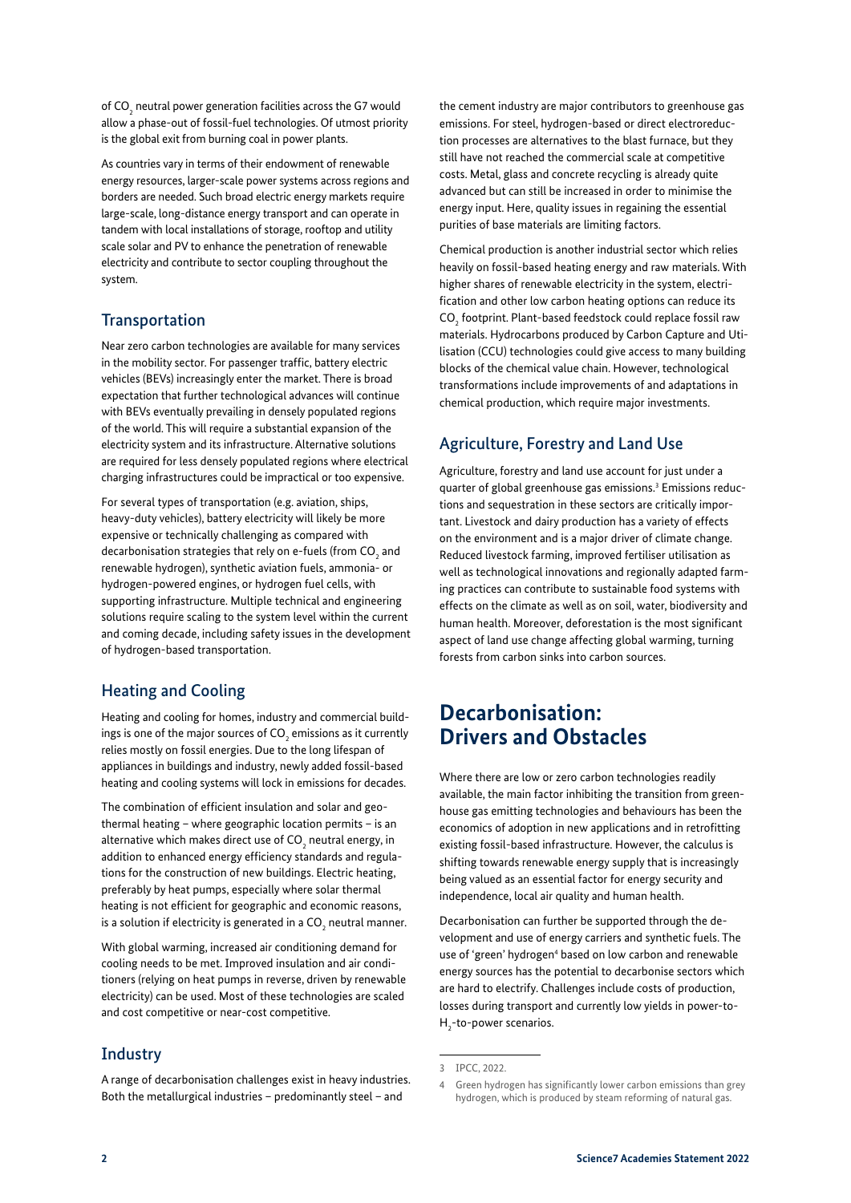of $CO_2$ neutral power generation facilities across the G7 would allow a phase-out of fossil-fuel technologies. Of utmost priority is the global exit from burning coal in power plants.

As countries vary in terms of their endowment of renewable energy resources, larger-scale power systems across regions and borders are needed. Such broad electric energy markets require large-scale, long-distance energy transport and can operate in tandem with local installations of storage, rooftop and utility scale solar and PV to enhance the penetration of renewable electricity and contribute to sector coupling throughout the system.

### Transportation

Near zero carbon technologies are available for many services in the mobility sector. For passenger traffic, battery electric vehicles (BEVs) increasingly enter the market. There is broad expectation that further technological advances will continue with BEVs eventually prevailing in densely populated regions of the world. This will require a substantial expansion of the electricity system and its infrastructure. Alternative solutions are required for less densely populated regions where electrical charging infrastructures could be impractical or too expensive.

For several types of transportation (e.g. aviation, ships, heavy-duty vehicles), battery electricity will likely be more expensive or technically challenging as compared with decarbonisation strategies that rely on e-fuels (from $CO_2$ and renewable hydrogen), synthetic aviation fuels, ammonia- or hydrogen-powered engines, or hydrogen fuel cells, with supporting infrastructure. Multiple technical and engineering solutions require scaling to the system level within the current and coming decade, including safety issues in the development of hydrogen-based transportation.

### Heating and Cooling

Heating and cooling for homes, industry and commercial buildings is one of the major sources of $CO_2$ emissions as it currently relies mostly on fossil energies. Due to the long lifespan of appliances in buildings and industry, newly added fossil-based heating and cooling systems will lock in emissions for decades.

The combination of efficient insulation and solar and geothermal heating – where geographic location permits – is an alternative which makes direct use of $CO_2$ neutral energy, in addition to enhanced energy efficiency standards and regulations for the construction of new buildings. Electric heating, preferably by heat pumps, especially where solar thermal heating is not efficient for geographic and economic reasons, is a solution if electricity is generated in a $CO_2$ neutral manner.

With global warming, increased air conditioning demand for cooling needs to be met. Improved insulation and air conditioners (relying on heat pumps in reverse, driven by renewable electricity) can be used. Most of these technologies are scaled and cost competitive or near-cost competitive.

### Industry

A range of decarbonisation challenges exist in heavy industries. Both the metallurgical industries – predominantly steel – and the cement industry are major contributors to greenhouse gas emissions. For steel, hydrogen-based or direct electroreduction processes are alternatives to the blast furnace, but they still have not reached the commercial scale at competitive costs. Metal, glass and concrete recycling is already quite advanced but can still be increased in order to minimise the energy input. Here, quality issues in regaining the essential purities of base materials are limiting factors.

Chemical production is another industrial sector which relies heavily on fossil-based heating energy and raw materials. With higher shares of renewable electricity in the system, electrification and other low carbon heating options can reduce its $CO_2$ footprint. Plant-based feedstock could replace fossil raw materials. Hydrocarbons produced by Carbon Capture and Utilisation (CCU) technologies could give access to many building blocks of the chemical value chain. However, technological transformations include improvements of and adaptations in chemical production, which require major investments.

### Agriculture, Forestry and Land Use

Agriculture, forestry and land use account for just under a quarter of global greenhouse gas emissions.[3] Emissions reductions and sequestration in these sectors are critically important. Livestock and dairy production has a variety of effects on the environment and is a major driver of climate change. Reduced livestock farming, improved fertiliser utilisation as well as technological innovations and regionally adapted farming practices can contribute to sustainable food systems with effects on the climate as well as on soil, water, biodiversity and human health. Moreover, deforestation is the most significant aspect of land use change affecting global warming, turning forests from carbon sinks into carbon sources.

## Decarbonisation: Drivers and Obstacles

Where there are low or zero carbon technologies readily available, the main factor inhibiting the transition from greenhouse gas emitting technologies and behaviours has been the economics of adoption in new applications and in retrofitting existing fossil-based infrastructure. However, the calculus is shifting towards renewable energy supply that is increasingly being valued as an essential factor for energy security and independence, local air quality and human health.

Decarbonisation can further be supported through the development and use of energy carriers and synthetic fuels. The use of 'green' hydrogen[4] based on low carbon and renewable energy sources has the potential to decarbonise sectors which are hard to electrify. Challenges include costs of production, losses during transport and currently low yields in power-to-$H_2$-to-power scenarios.

---

3 IPCC, 2022.

4 Green hydrogen has significantly lower carbon emissions than grey hydrogen, which is produced by steam reforming of natural gas.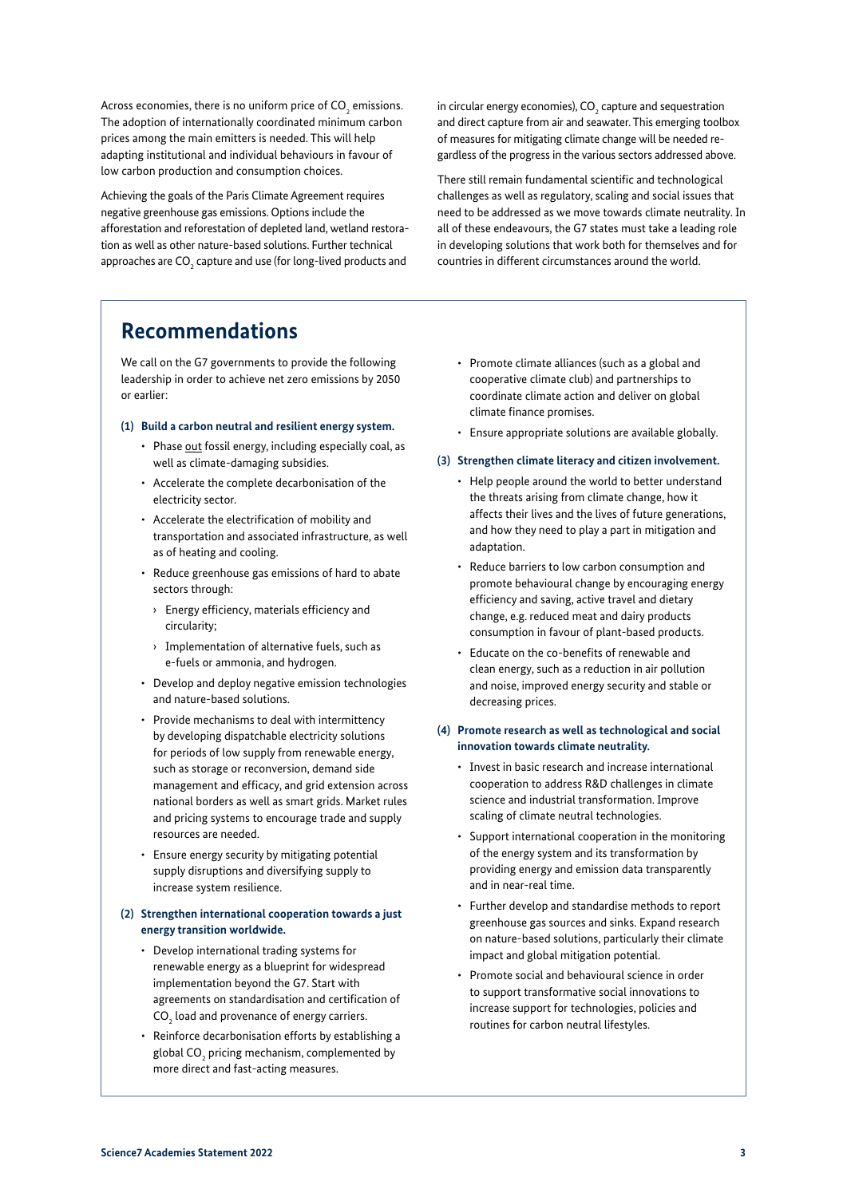Across economies, there is no uniform price of $CO_2$ emissions. The adoption of internationally coordinated minimum carbon prices among the main emitters is needed. This will help adapting institutional and individual behaviours in favour of low carbon production and consumption choices.

Achieving the goals of the Paris Climate Agreement requires negative greenhouse gas emissions. Options include the afforestation and reforestation of depleted land, wetland restoration as well as other nature-based solutions. Further technical approaches are $CO_2$ capture and use (for long-lived products and in circular energy economies), $CO_2$ capture and sequestration and direct capture from air and seawater. This emerging toolbox of measures for mitigating climate change will be needed regardless of the progress in the various sectors addressed above.

There still remain fundamental scientific and technological challenges as well as regulatory, scaling and social issues that need to be addressed as we move towards climate neutrality. In all of these endeavours, the G7 states must take a leading role in developing solutions that work both for themselves and for countries in different circumstances around the world.

## Recommendations

We call on the G7 governments to provide the following leadership in order to achieve net zero emissions by 2050 or earlier:

**(1) Build a carbon neutral and resilient energy system.**

- Phase out fossil energy, including especially coal, as well as climate-damaging subsidies.
- Accelerate the complete decarbonisation of the electricity sector.
- Accelerate the electrification of mobility and transportation and associated infrastructure, as well as of heating and cooling.
- Reduce greenhouse gas emissions of hard to abate sectors through:
  - Energy efficiency, materials efficiency and circularity;
  - Implementation of alternative fuels, such as e-fuels or ammonia, and hydrogen.
- Develop and deploy negative emission technologies and nature-based solutions.
- Provide mechanisms to deal with intermittency by developing dispatchable electricity solutions for periods of low supply from renewable energy, such as storage or reconversion, demand side management and efficacy, and grid extension across national borders as well as smart grids. Market rules and pricing systems to encourage trade and supply resources are needed.
- Ensure energy security by mitigating potential supply disruptions and diversifying supply to increase system resilience.

**(2) Strengthen international cooperation towards a just energy transition worldwide.**

- Develop international trading systems for renewable energy as a blueprint for widespread implementation beyond the G7. Start with agreements on standardisation and certification of $CO_2$ load and provenance of energy carriers.
- Reinforce decarbonisation efforts by establishing a global $CO_2$ pricing mechanism, complemented by more direct and fast-acting measures.
- Promote climate alliances (such as a global and cooperative climate club) and partnerships to coordinate climate action and deliver on global climate finance promises.
- Ensure appropriate solutions are available globally.

**(3) Strengthen climate literacy and citizen involvement.**

- Help people around the world to better understand the threats arising from climate change, how it affects their lives and the lives of future generations, and how they need to play a part in mitigation and adaptation.
- Reduce barriers to low carbon consumption and promote behavioural change by encouraging energy efficiency and saving, active travel and dietary change, e.g. reduced meat and dairy products consumption in favour of plant-based products.
- Educate on the co-benefits of renewable and clean energy, such as a reduction in air pollution and noise, improved energy security and stable or decreasing prices.

**(4) Promote research as well as technological and social innovation towards climate neutrality.**

- Invest in basic research and increase international cooperation to address R&D challenges in climate science and industrial transformation. Improve scaling of climate neutral technologies.
- Support international cooperation in the monitoring of the energy system and its transformation by providing energy and emission data transparently and in near-real time.
- Further develop and standardise methods to report greenhouse gas sources and sinks. Expand research on nature-based solutions, particularly their climate impact and global mitigation potential.
- Promote social and behavioural science in order to support transformative social innovations to increase support for technologies, policies and routines for carbon neutral lifestyles.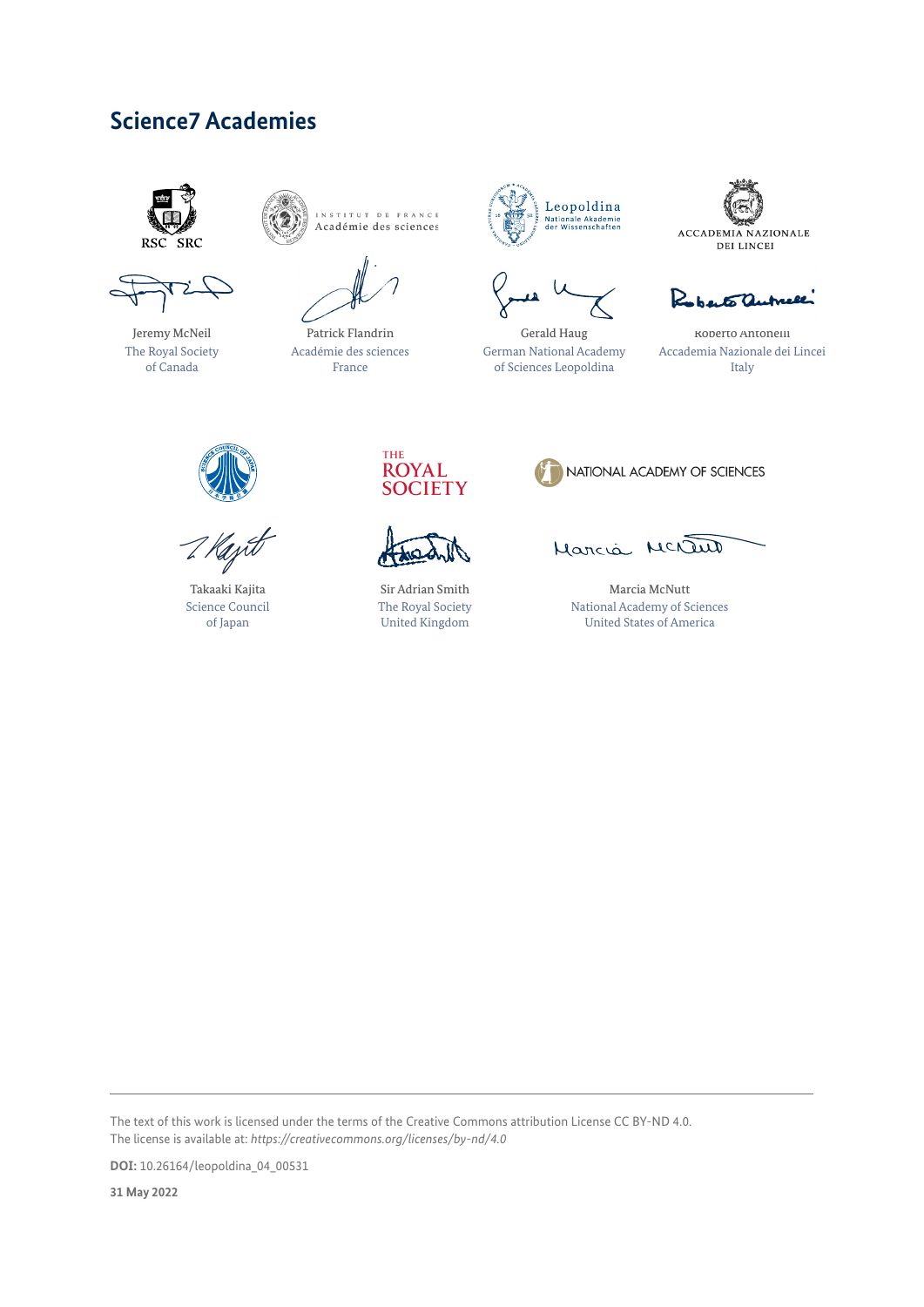## Science7 Academies

Jeremy McNeil
The Royal Society of Canada

Patrick Flandrin
Académie des sciences
France

Gerald Haug
German National Academy of Sciences Leopoldina

Roberto Antonelli
Accademia Nazionale dei Lincei
Italy

Takaaki Kajita
Science Council of Japan

Sir Adrian Smith
The Royal Society
United Kingdom

Marcia McNutt
National Academy of Sciences
United States of America

---

The text of this work is licensed under the terms of the Creative Commons attribution License CC BY-ND 4.0.
The license is available at: *https://creativecommons.org/licenses/by-nd/4.0*

**DOI:** 10.26164/leopoldina_04_00531

**31 May 2022**